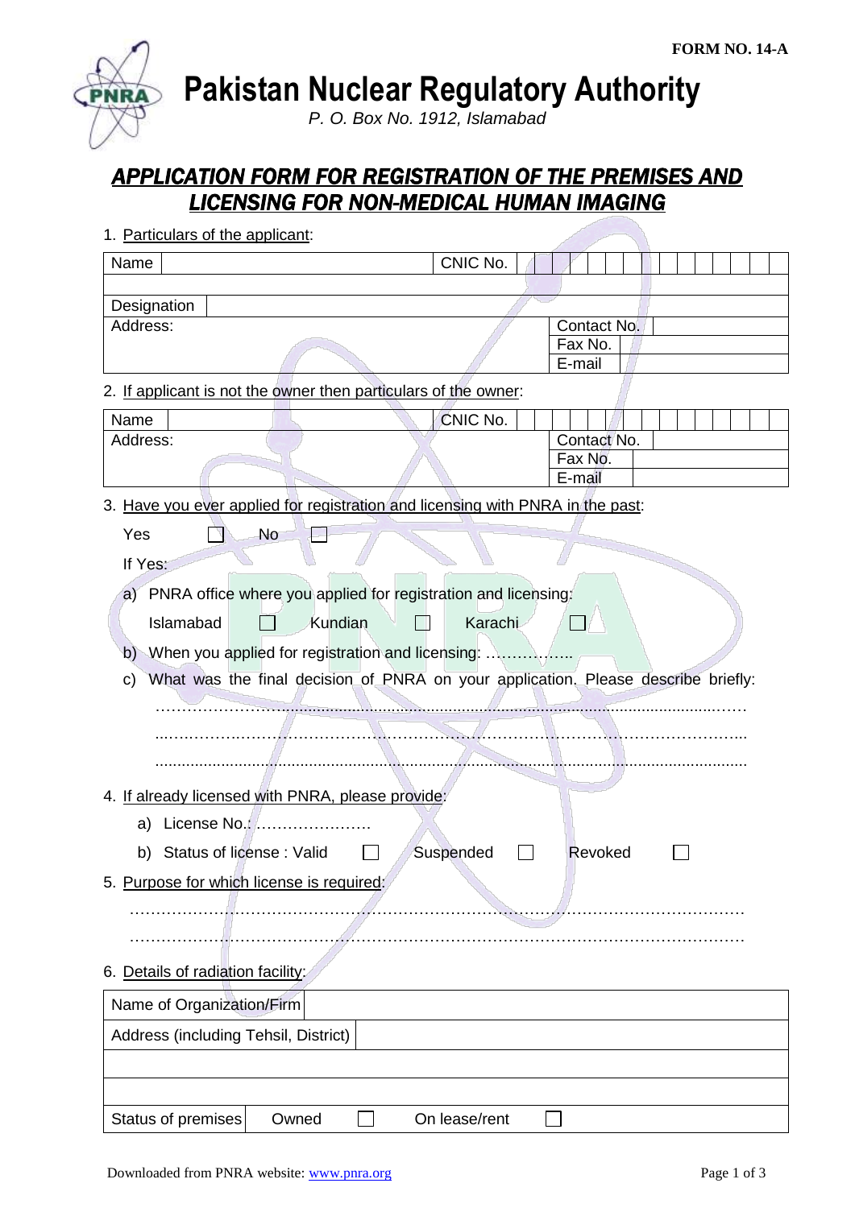FORM NO. 14-A

# Pakistan Nuclear Regulatory Authority

*P. O. Box No. 1912, Islamabad*

## *APPLICATION FORM FOR REGISTRATION OF THE PREMISES AND LICENSING FOR NON-MEDICAL HUMAN IMAGING*

1. Particulars of the applicant:

| Name | | CNIC No. | |
|---|---|---|---|
| | | | |
| Designation | | | |
| Address: | | Contact No. | |
| | | Fax No. | |
| | | E-mail | |

2. If applicant is not the owner then particulars of the owner:

| Name | | CNIC No. | |
|---|---|---|---|
| Address: | | Contact No. | |
| | | Fax No. | |
| | | E-mail | |

3. Have you ever applied for registration and licensing with PNRA in the past:

   Yes ☐ No ☐

   If Yes:

   a) PNRA office where you applied for registration and licensing:

      Islamabad ☐ Kundian ☐ Karachi ☐

   b) When you applied for registration and licensing: ……………..

   c) What was the final decision of PNRA on your application. Please describe briefly:

      ………………………………………………………………………………………………

      ………………………………………………………………………………………………

      ………………………………………………………………………………………………

4. If already licensed with PNRA, please provide:

   a) License No.: ………………….

   b) Status of license : Valid ☐ Suspended ☐ Revoked ☐

5. Purpose for which license is required:

   ………………………………………………………………………………………………

   ………………………………………………………………………………………………

6. Details of radiation facility:

| Name of Organization/Firm | | | | |
|---|---|---|---|---|
| Address (including Tehsil, District) | | | | |
| | | | | |
| | | | | |
| Status of premises | Owned | ☐ | On lease/rent | ☐ |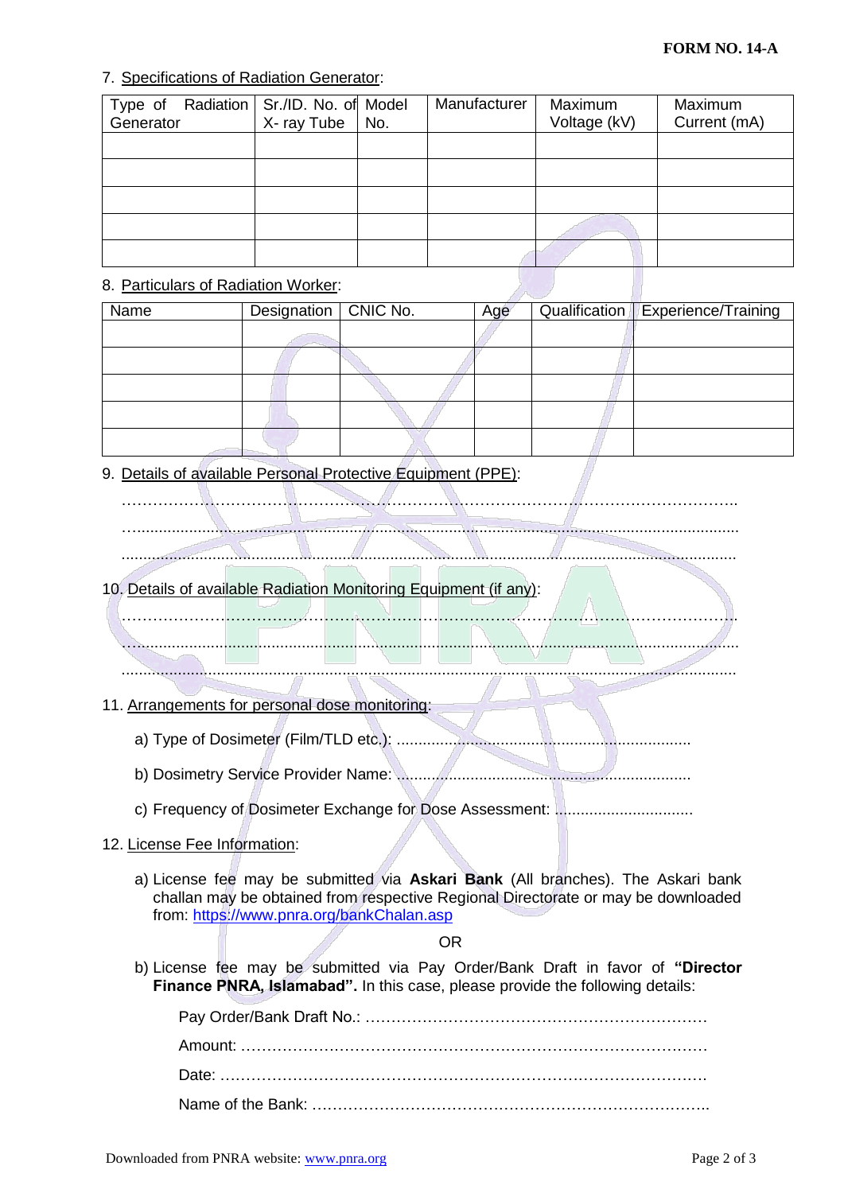**FORM NO. 14-A**

7. Specifications of Radiation Generator:

| Type of Radiation Generator | Sr./ID. No. of X- ray Tube | Model No. | Manufacturer | Maximum Voltage (kV) | Maximum Current (mA) |
|---|---|---|---|---|---|
| | | | | | |
| | | | | | |
| | | | | | |
| | | | | | |
| | | | | | |

8. Particulars of Radiation Worker:

| Name | Designation | CNIC No. | Age | Qualification | Experience/Training |
|---|---|---|---|---|---|
| | | | | | |
| | | | | | |
| | | | | | |
| | | | | | |
| | | | | | |

9. Details of available Personal Protective Equipment (PPE):

…………………………………………………………………………………………………..

…...........................................................................................................................................

...............................................................................................................................................

10. Details of available Radiation Monitoring Equipment (if any):

…………………………………………………………………………………………………..

...............................................................................................................................................

...............................................................................................................................................

11. Arrangements for personal dose monitoring:

a) Type of Dosimeter (Film/TLD etc.): ...................................................................

b) Dosimetry Service Provider Name: ...................................................................

c) Frequency of Dosimeter Exchange for Dose Assessment: ...............................

12. License Fee Information:

a) License fee may be submitted via **Askari Bank** (All branches). The Askari bank challan may be obtained from respective Regional Directorate or may be downloaded from: https://www.pnra.org/bankChalan.asp

OR

b) License fee may be submitted via Pay Order/Bank Draft in favor of **"Director Finance PNRA, Islamabad".** In this case, please provide the following details:

Pay Order/Bank Draft No.: …………………………………………………………

Amount: ……………………………………………………………………………

Date: ………………………………………………………………………………

Name of the Bank: ………………………………………………………………..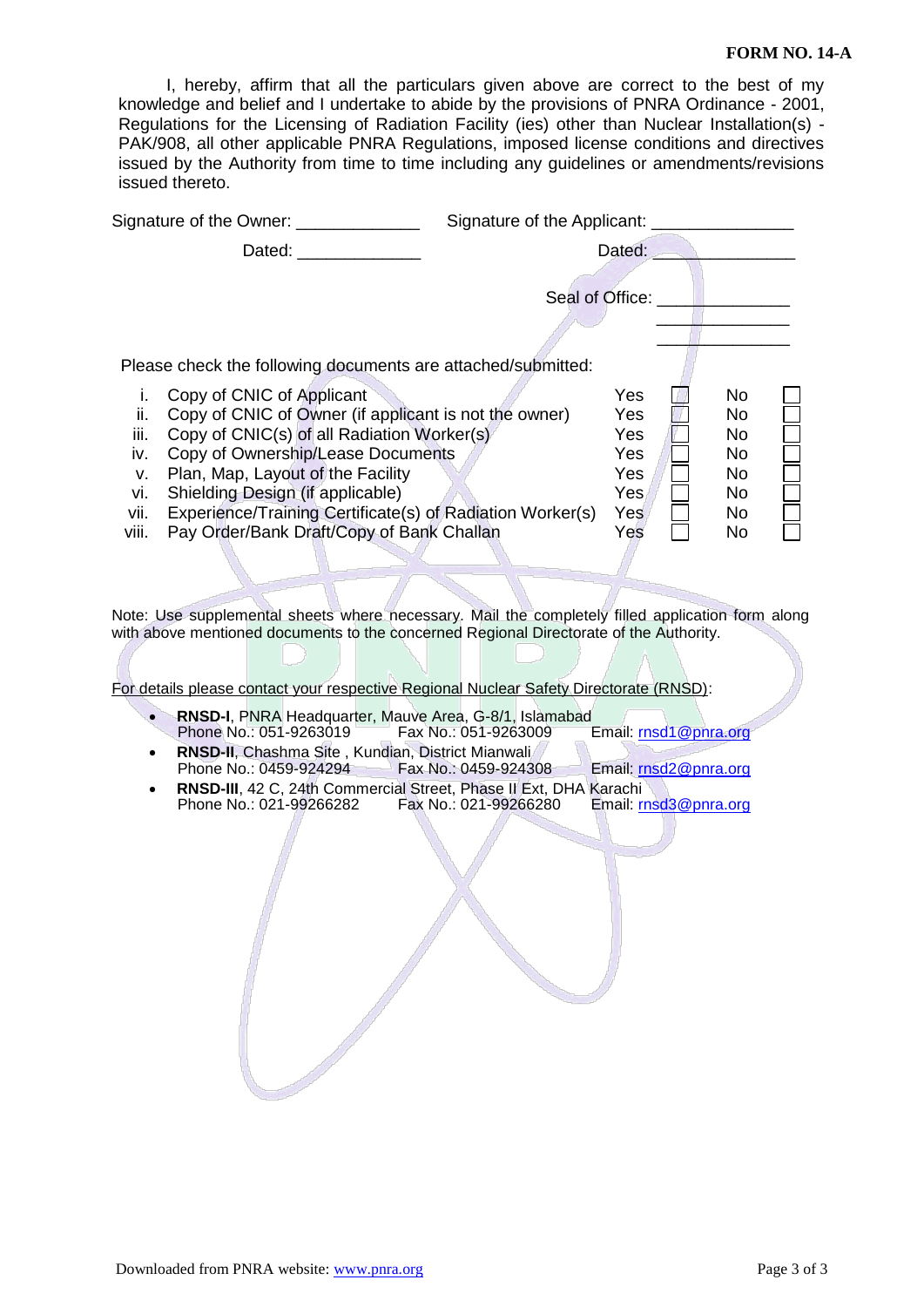FORM NO. 14-A

I, hereby, affirm that all the particulars given above are correct to the best of my knowledge and belief and I undertake to abide by the provisions of PNRA Ordinance - 2001, Regulations for the Licensing of Radiation Facility (ies) other than Nuclear Installation(s) - PAK/908, all other applicable PNRA Regulations, imposed license conditions and directives issued by the Authority from time to time including any guidelines or amendments/revisions issued thereto.

Signature of the Owner: _____________ Signature of the Applicant: _______________

Dated: _____________ Dated: _______________

Seal of Office: ______________
______________
______________

Please check the following documents are attached/submitted:

| | | | | | |
|---|---|---|---|---|---|
| i. | Copy of CNIC of Applicant | Yes | ☐ | No | ☐ |
| ii. | Copy of CNIC of Owner (if applicant is not the owner) | Yes | ☐ | No | ☐ |
| iii. | Copy of CNIC(s) of all Radiation Worker(s) | Yes | ☐ | No | ☐ |
| iv. | Copy of Ownership/Lease Documents | Yes | ☐ | No | ☐ |
| v. | Plan, Map, Layout of the Facility | Yes | ☐ | No | ☐ |
| vi. | Shielding Design (if applicable) | Yes | ☐ | No | ☐ |
| vii. | Experience/Training Certificate(s) of Radiation Worker(s) | Yes | ☐ | No | ☐ |
| viii. | Pay Order/Bank Draft/Copy of Bank Challan | Yes | ☐ | No | ☐ |

Note: Use supplemental sheets where necessary. Mail the completely filled application form along with above mentioned documents to the concerned Regional Directorate of the Authority.

For details please contact your respective Regional Nuclear Safety Directorate (RNSD):

- **RNSD-I**, PNRA Headquarter, Mauve Area, G-8/1, Islamabad
  Phone No.: 051-9263019 Fax No.: 051-9263009 Email: rnsd1@pnra.org
- **RNSD-II**, Chashma Site , Kundian, District Mianwali
  Phone No.: 0459-924294 Fax No.: 0459-924308 Email: rnsd2@pnra.org
- **RNSD-III**, 42 C, 24th Commercial Street, Phase II Ext, DHA Karachi
  Phone No.: 021-99266282 Fax No.: 021-99266280 Email: rnsd3@pnra.org

Downloaded from PNRA website: www.pnra.org